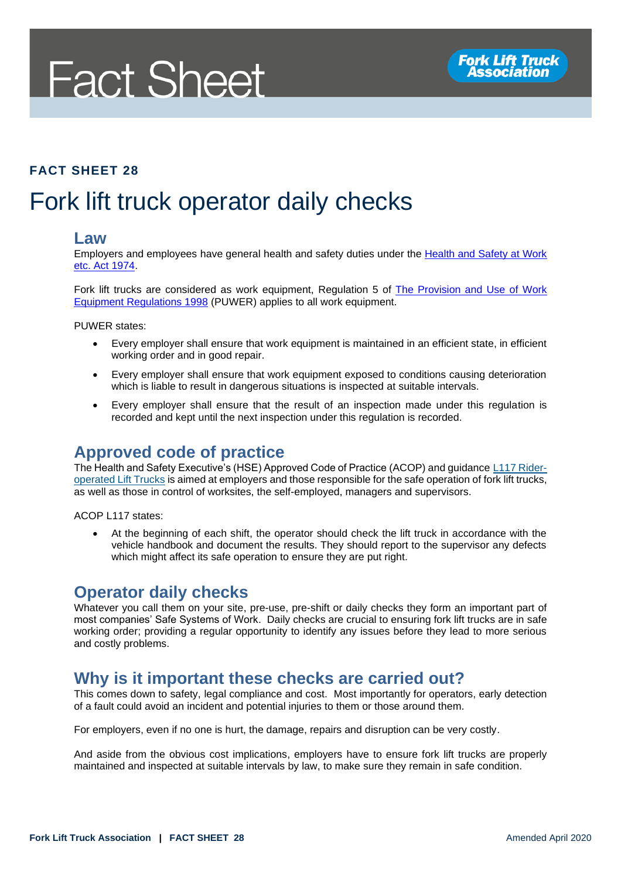# Fact Sheet

**FACT SHEET 28**

# Fork lift truck operator daily checks

## Law

Employers and employees have general health and safety duties under the Health and Safety at Work etc. Act 1974.

Fork lift trucks are considered as work equipment, Regulation 5 of The Provision and Use of Work Equipment Regulations 1998 (PUWER) applies to all work equipment.

PUWER states:

- Every employer shall ensure that work equipment is maintained in an efficient state, in efficient working order and in good repair.
- Every employer shall ensure that work equipment exposed to conditions causing deterioration which is liable to result in dangerous situations is inspected at suitable intervals.
- Every employer shall ensure that the result of an inspection made under this regulation is recorded and kept until the next inspection under this regulation is recorded.

## Approved code of practice

The Health and Safety Executive's (HSE) Approved Code of Practice (ACOP) and guidance L117 Rider-operated Lift Trucks is aimed at employers and those responsible for the safe operation of fork lift trucks, as well as those in control of worksites, the self-employed, managers and supervisors.

ACOP L117 states:

- At the beginning of each shift, the operator should check the lift truck in accordance with the vehicle handbook and document the results. They should report to the supervisor any defects which might affect its safe operation to ensure they are put right.

## Operator daily checks

Whatever you call them on your site, pre-use, pre-shift or daily checks they form an important part of most companies' Safe Systems of Work. Daily checks are crucial to ensuring fork lift trucks are in safe working order; providing a regular opportunity to identify any issues before they lead to more serious and costly problems.

## Why is it important these checks are carried out?

This comes down to safety, legal compliance and cost. Most importantly for operators, early detection of a fault could avoid an incident and potential injuries to them or those around them.

For employers, even if no one is hurt, the damage, repairs and disruption can be very costly.

And aside from the obvious cost implications, employers have to ensure fork lift trucks are properly maintained and inspected at suitable intervals by law, to make sure they remain in safe condition.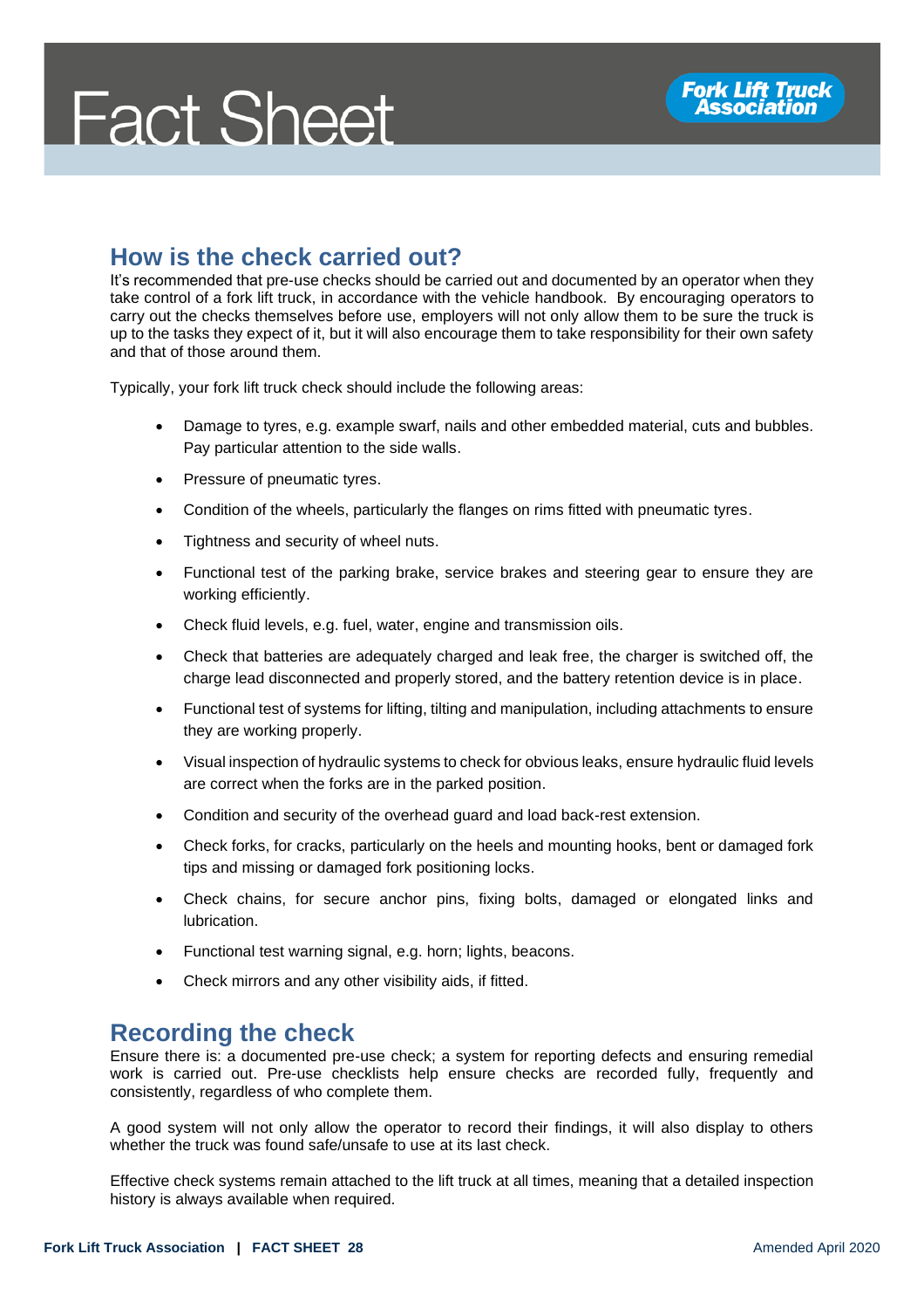## How is the check carried out?

It's recommended that pre-use checks should be carried out and documented by an operator when they take control of a fork lift truck, in accordance with the vehicle handbook. By encouraging operators to carry out the checks themselves before use, employers will not only allow them to be sure the truck is up to the tasks they expect of it, but it will also encourage them to take responsibility for their own safety and that of those around them.

Typically, your fork lift truck check should include the following areas:

- Damage to tyres, e.g. example swarf, nails and other embedded material, cuts and bubbles. Pay particular attention to the side walls.
- Pressure of pneumatic tyres.
- Condition of the wheels, particularly the flanges on rims fitted with pneumatic tyres.
- Tightness and security of wheel nuts.
- Functional test of the parking brake, service brakes and steering gear to ensure they are working efficiently.
- Check fluid levels, e.g. fuel, water, engine and transmission oils.
- Check that batteries are adequately charged and leak free, the charger is switched off, the charge lead disconnected and properly stored, and the battery retention device is in place.
- Functional test of systems for lifting, tilting and manipulation, including attachments to ensure they are working properly.
- Visual inspection of hydraulic systems to check for obvious leaks, ensure hydraulic fluid levels are correct when the forks are in the parked position.
- Condition and security of the overhead guard and load back-rest extension.
- Check forks, for cracks, particularly on the heels and mounting hooks, bent or damaged fork tips and missing or damaged fork positioning locks.
- Check chains, for secure anchor pins, fixing bolts, damaged or elongated links and lubrication.
- Functional test warning signal, e.g. horn; lights, beacons.
- Check mirrors and any other visibility aids, if fitted.

## Recording the check

Ensure there is: a documented pre-use check; a system for reporting defects and ensuring remedial work is carried out. Pre-use checklists help ensure checks are recorded fully, frequently and consistently, regardless of who complete them.

A good system will not only allow the operator to record their findings, it will also display to others whether the truck was found safe/unsafe to use at its last check.

Effective check systems remain attached to the lift truck at all times, meaning that a detailed inspection history is always available when required.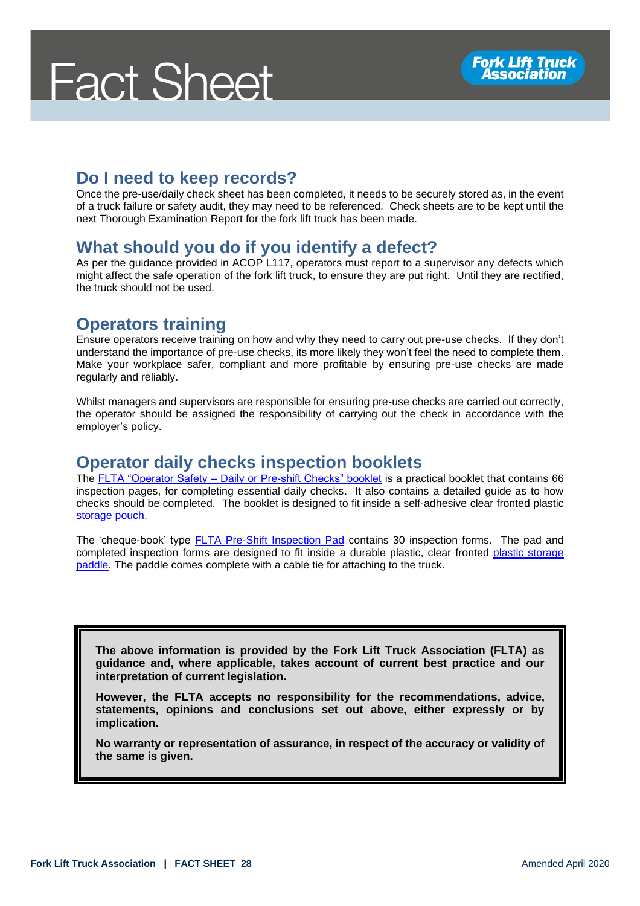## Do I need to keep records?

Once the pre-use/daily check sheet has been completed, it needs to be securely stored as, in the event of a truck failure or safety audit, they may need to be referenced. Check sheets are to be kept until the next Thorough Examination Report for the fork lift truck has been made.

## What should you do if you identify a defect?

As per the guidance provided in ACOP L117, operators must report to a supervisor any defects which might affect the safe operation of the fork lift truck, to ensure they are put right. Until they are rectified, the truck should not be used.

## Operators training

Ensure operators receive training on how and why they need to carry out pre-use checks. If they don't understand the importance of pre-use checks, its more likely they won't feel the need to complete them. Make your workplace safer, compliant and more profitable by ensuring pre-use checks are made regularly and reliably.

Whilst managers and supervisors are responsible for ensuring pre-use checks are carried out correctly, the operator should be assigned the responsibility of carrying out the check in accordance with the employer's policy.

## Operator daily checks inspection booklets

The FLTA "Operator Safety – Daily or Pre-shift Checks" booklet is a practical booklet that contains 66 inspection pages, for completing essential daily checks. It also contains a detailed guide as to how checks should be completed. The booklet is designed to fit inside a self-adhesive clear fronted plastic storage pouch.

The 'cheque-book' type FLTA Pre-Shift Inspection Pad contains 30 inspection forms. The pad and completed inspection forms are designed to fit inside a durable plastic, clear fronted plastic storage paddle. The paddle comes complete with a cable tie for attaching to the truck.

**The above information is provided by the Fork Lift Truck Association (FLTA) as guidance and, where applicable, takes account of current best practice and our interpretation of current legislation.**

**However, the FLTA accepts no responsibility for the recommendations, advice, statements, opinions and conclusions set out above, either expressly or by implication.**

**No warranty or representation of assurance, in respect of the accuracy or validity of the same is given.**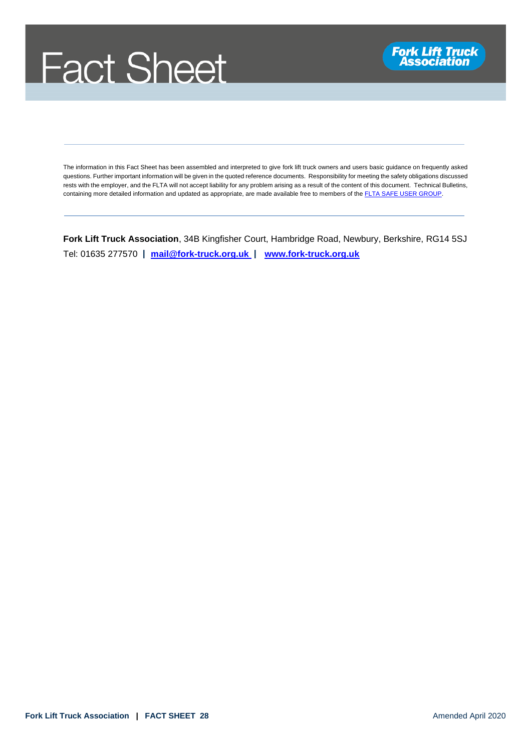# Fact Sheet

The information in this Fact Sheet has been assembled and interpreted to give fork lift truck owners and users basic guidance on frequently asked questions. Further important information will be given in the quoted reference documents. Responsibility for meeting the safety obligations discussed rests with the employer, and the FLTA will not accept liability for any problem arising as a result of the content of this document. Technical Bulletins, containing more detailed information and updated as appropriate, are made available free to members of the FLTA SAFE USER GROUP.

---

**Fork Lift Truck Association**, 34B Kingfisher Court, Hambridge Road, Newbury, Berkshire, RG14 5SJ

Tel: 01635 277570 **|** **mail@fork-truck.org.uk** **|** **www.fork-truck.org.uk**